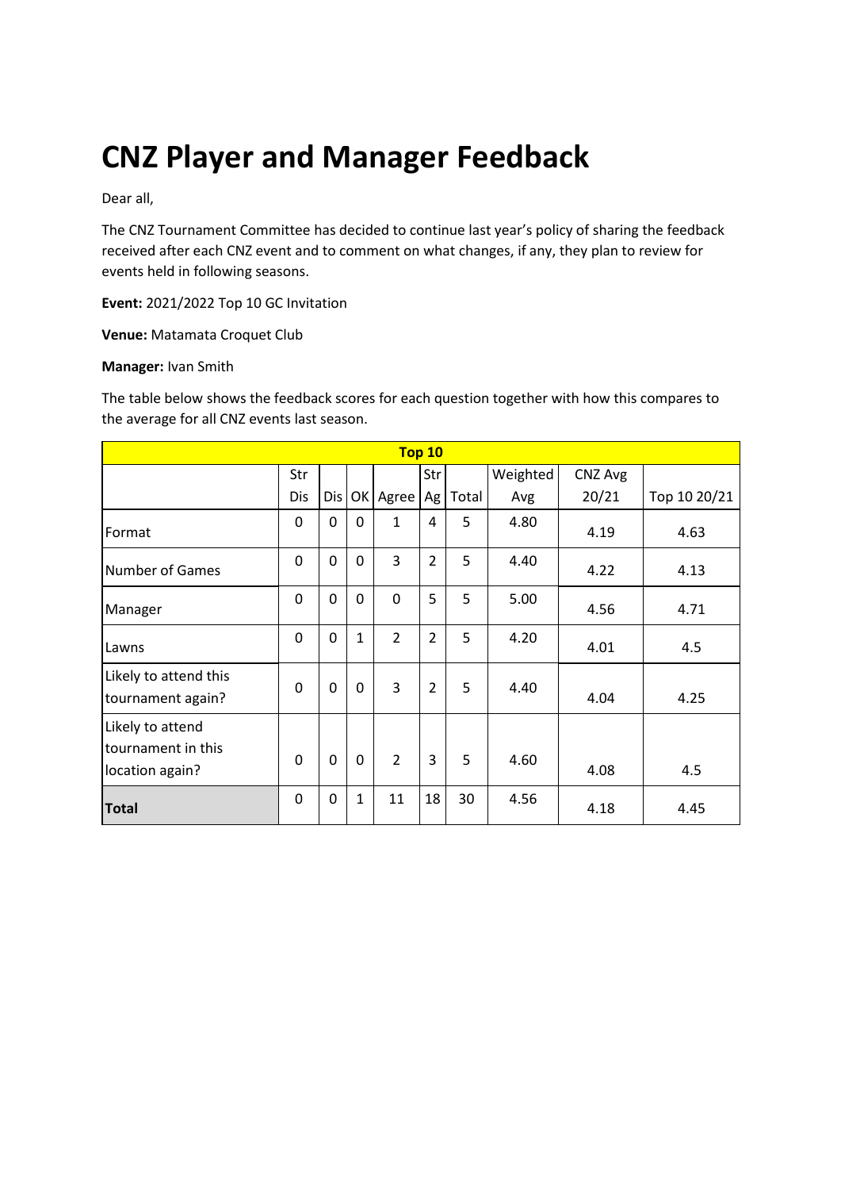# CNZ Player and Manager Feedback

Dear all,

The CNZ Tournament Committee has decided to continue last year's policy of sharing the feedback received after each CNZ event and to comment on what changes, if any, they plan to review for events held in following seasons.

**Event:** 2021/2022 Top 10 GC Invitation

**Venue:** Matamata Croquet Club

**Manager:** Ivan Smith

The table below shows the feedback scores for each question together with how this compares to the average for all CNZ events last season.

| Top 10 | | | | | | | | | |
|---|---|---|---|---|---|---|---|---|---|
| | Str Dis | Dis | OK | Agree | Str Ag | Total | Weighted Avg | CNZ Avg 20/21 | Top 10 20/21 |
| Format | 0 | 0 | 0 | 1 | 4 | 5 | 4.80 | 4.19 | 4.63 |
| Number of Games | 0 | 0 | 0 | 3 | 2 | 5 | 4.40 | 4.22 | 4.13 |
| Manager | 0 | 0 | 0 | 0 | 5 | 5 | 5.00 | 4.56 | 4.71 |
| Lawns | 0 | 0 | 1 | 2 | 2 | 5 | 4.20 | 4.01 | 4.5 |
| Likely to attend this tournament again? | 0 | 0 | 0 | 3 | 2 | 5 | 4.40 | 4.04 | 4.25 |
| Likely to attend tournament in this location again? | 0 | 0 | 0 | 2 | 3 | 5 | 4.60 | 4.08 | 4.5 |
| **Total** | 0 | 0 | 1 | 11 | 18 | 30 | 4.56 | 4.18 | 4.45 |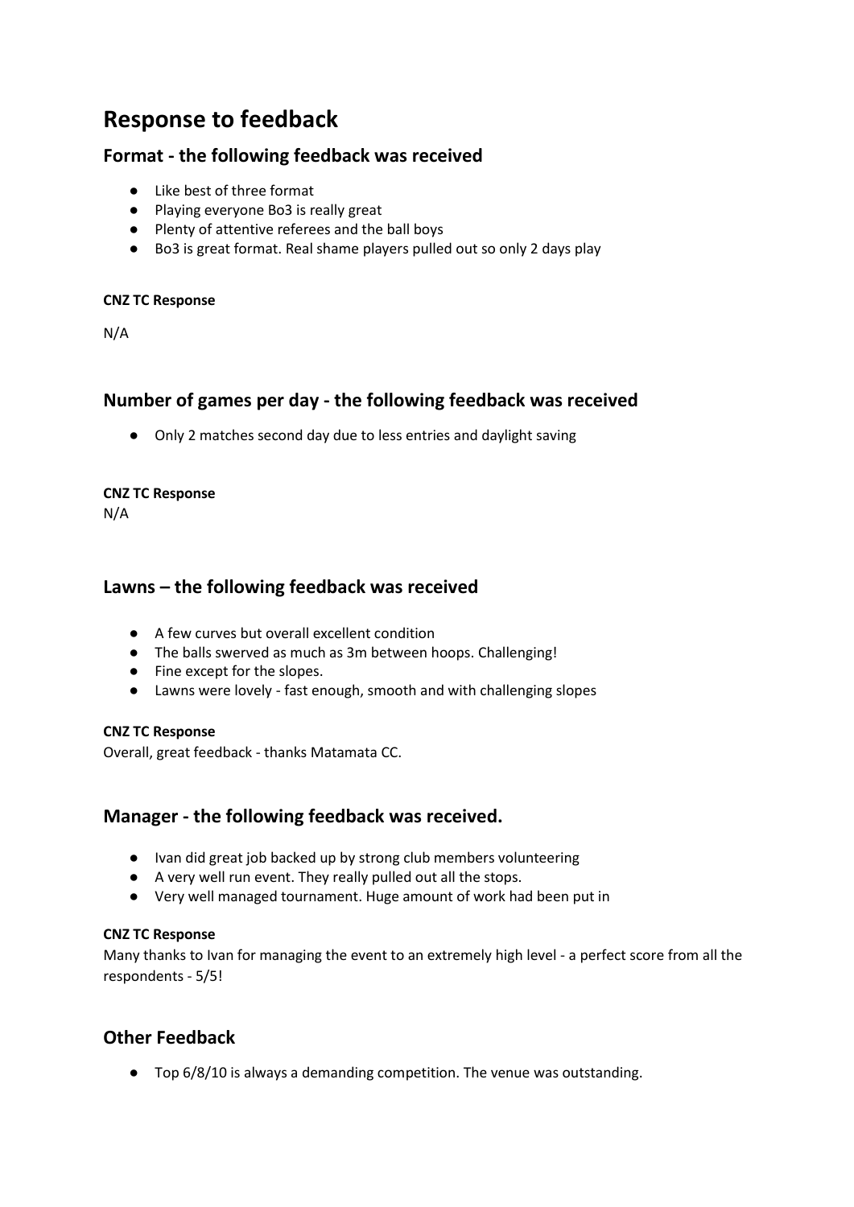# Response to feedback

## Format - the following feedback was received

- Like best of three format
- Playing everyone Bo3 is really great
- Plenty of attentive referees and the ball boys
- Bo3 is great format. Real shame players pulled out so only 2 days play

**CNZ TC Response**

N/A

## Number of games per day - the following feedback was received

- Only 2 matches second day due to less entries and daylight saving

**CNZ TC Response**

N/A

## Lawns – the following feedback was received

- A few curves but overall excellent condition
- The balls swerved as much as 3m between hoops. Challenging!
- Fine except for the slopes.
- Lawns were lovely - fast enough, smooth and with challenging slopes

**CNZ TC Response**

Overall, great feedback - thanks Matamata CC.

## Manager - the following feedback was received.

- Ivan did great job backed up by strong club members volunteering
- A very well run event. They really pulled out all the stops.
- Very well managed tournament. Huge amount of work had been put in

**CNZ TC Response**

Many thanks to Ivan for managing the event to an extremely high level - a perfect score from all the respondents - 5/5!

## Other Feedback

- Top 6/8/10 is always a demanding competition. The venue was outstanding.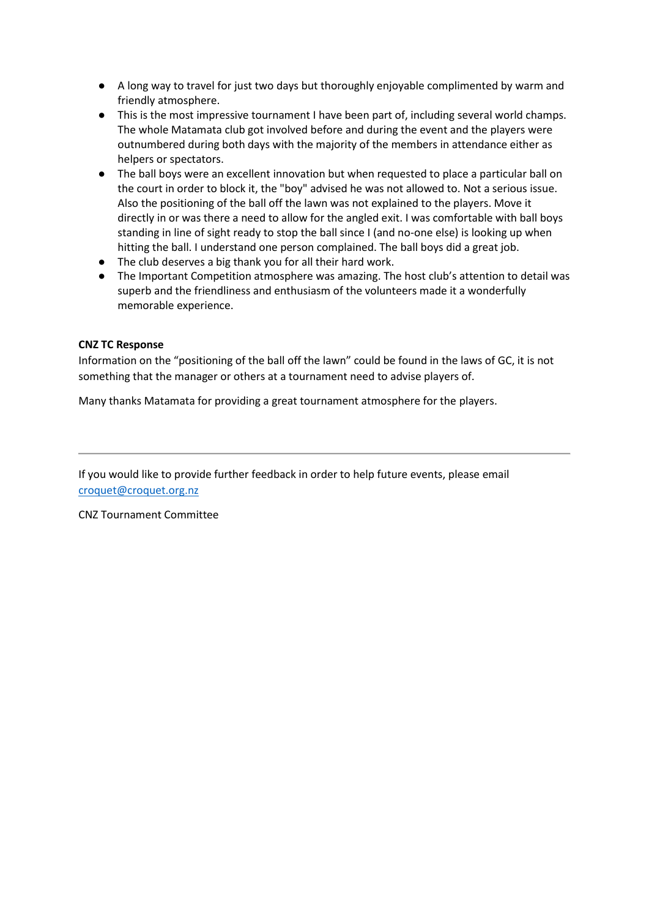- A long way to travel for just two days but thoroughly enjoyable complimented by warm and friendly atmosphere.
- This is the most impressive tournament I have been part of, including several world champs. The whole Matamata club got involved before and during the event and the players were outnumbered during both days with the majority of the members in attendance either as helpers or spectators.
- The ball boys were an excellent innovation but when requested to place a particular ball on the court in order to block it, the "boy" advised he was not allowed to. Not a serious issue. Also the positioning of the ball off the lawn was not explained to the players. Move it directly in or was there a need to allow for the angled exit. I was comfortable with ball boys standing in line of sight ready to stop the ball since I (and no-one else) is looking up when hitting the ball. I understand one person complained. The ball boys did a great job.
- The club deserves a big thank you for all their hard work.
- The Important Competition atmosphere was amazing. The host club's attention to detail was superb and the friendliness and enthusiasm of the volunteers made it a wonderfully memorable experience.

**CNZ TC Response**

Information on the "positioning of the ball off the lawn" could be found in the laws of GC, it is not something that the manager or others at a tournament need to advise players of.

Many thanks Matamata for providing a great tournament atmosphere for the players.

---

If you would like to provide further feedback in order to help future events, please email [croquet@croquet.org.nz](mailto:croquet@croquet.org.nz)

CNZ Tournament Committee